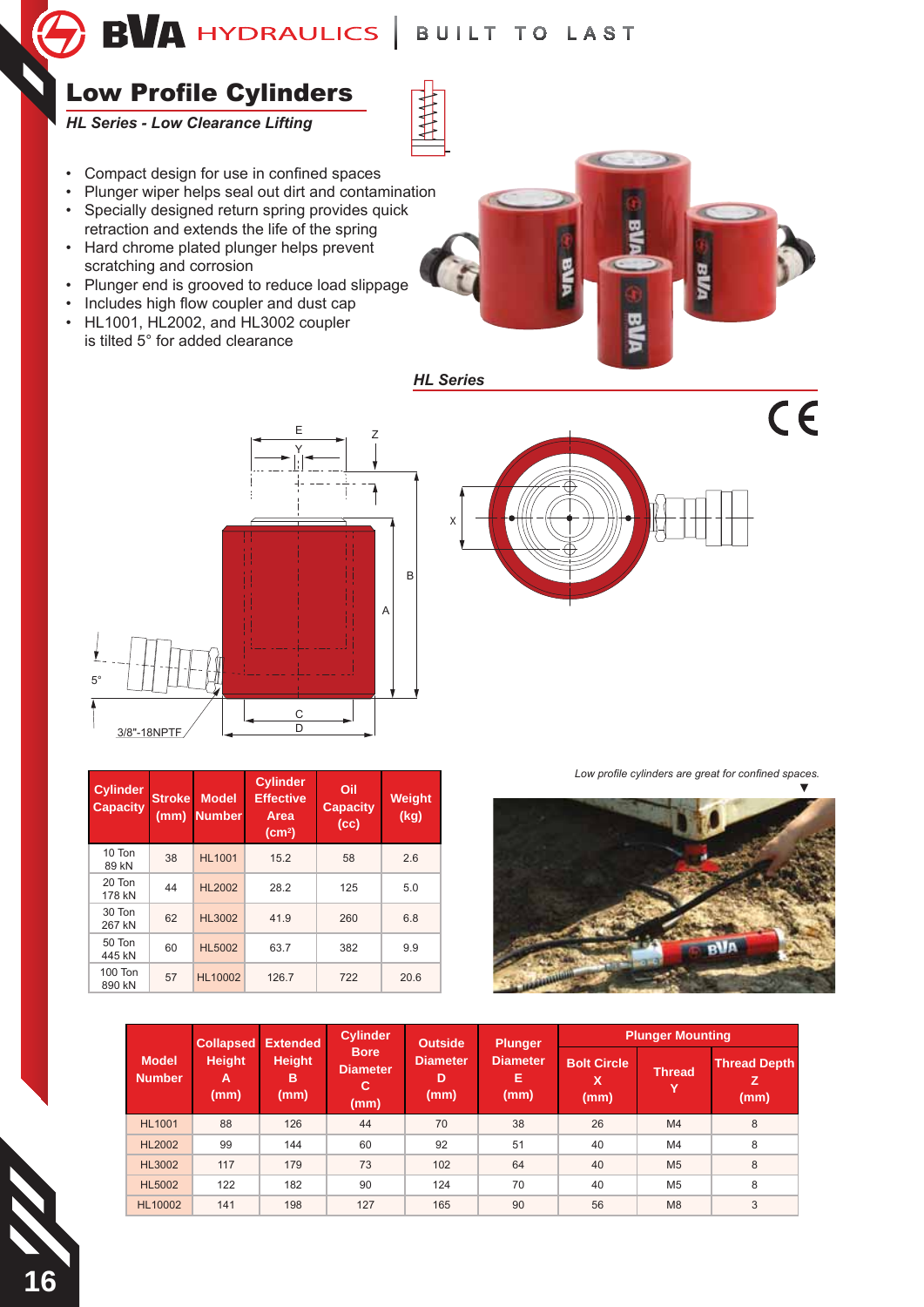BVA HYDRAULICS | BUILT TO LAST

# Low Profile Cylinders

***HL Series - Low Clearance Lifting***

- Compact design for use in confined spaces
- Plunger wiper helps seal out dirt and contamination
- Specially designed return spring provides quick retraction and extends the life of the spring
- Hard chrome plated plunger helps prevent scratching and corrosion
- Plunger end is grooved to reduce load slippage
- Includes high flow coupler and dust cap
- HL1001, HL2002, and HL3002 coupler is tilted 5° for added clearance

***HL Series***

| Cylinder Capacity | Stroke (mm) | Model Number | Cylinder Effective Area ($cm^2$) | Oil Capacity (cc) | Weight (kg) |
|---|---|---|---|---|---|
| 10 Ton 89 kN | 38 | HL1001 | 15.2 | 58 | 2.6 |
| 20 Ton 178 kN | 44 | HL2002 | 28.2 | 125 | 5.0 |
| 30 Ton 267 kN | 62 | HL3002 | 41.9 | 260 | 6.8 |
| 50 Ton 445 kN | 60 | HL5002 | 63.7 | 382 | 9.9 |
| 100 Ton 890 kN | 57 | HL10002 | 126.7 | 722 | 20.6 |

*Low profile cylinders are great for confined spaces.*

| Model Number | Collapsed Height A (mm) | Extended Height B (mm) | Cylinder Bore Diameter C (mm) | Outside Diameter D (mm) | Plunger Diameter E (mm) | Plunger Mounting | | |
|---|---|---|---|---|---|---|---|---|
| | | | | | | Bolt Circle X (mm) | Thread Y | Thread Depth Z (mm) |
| HL1001 | 88 | 126 | 44 | 70 | 38 | 26 | M4 | 8 |
| HL2002 | 99 | 144 | 60 | 92 | 51 | 40 | M4 | 8 |
| HL3002 | 117 | 179 | 73 | 102 | 64 | 40 | M5 | 8 |
| HL5002 | 122 | 182 | 90 | 124 | 70 | 40 | M5 | 8 |
| HL10002 | 141 | 198 | 127 | 165 | 90 | 56 | M8 | 3 |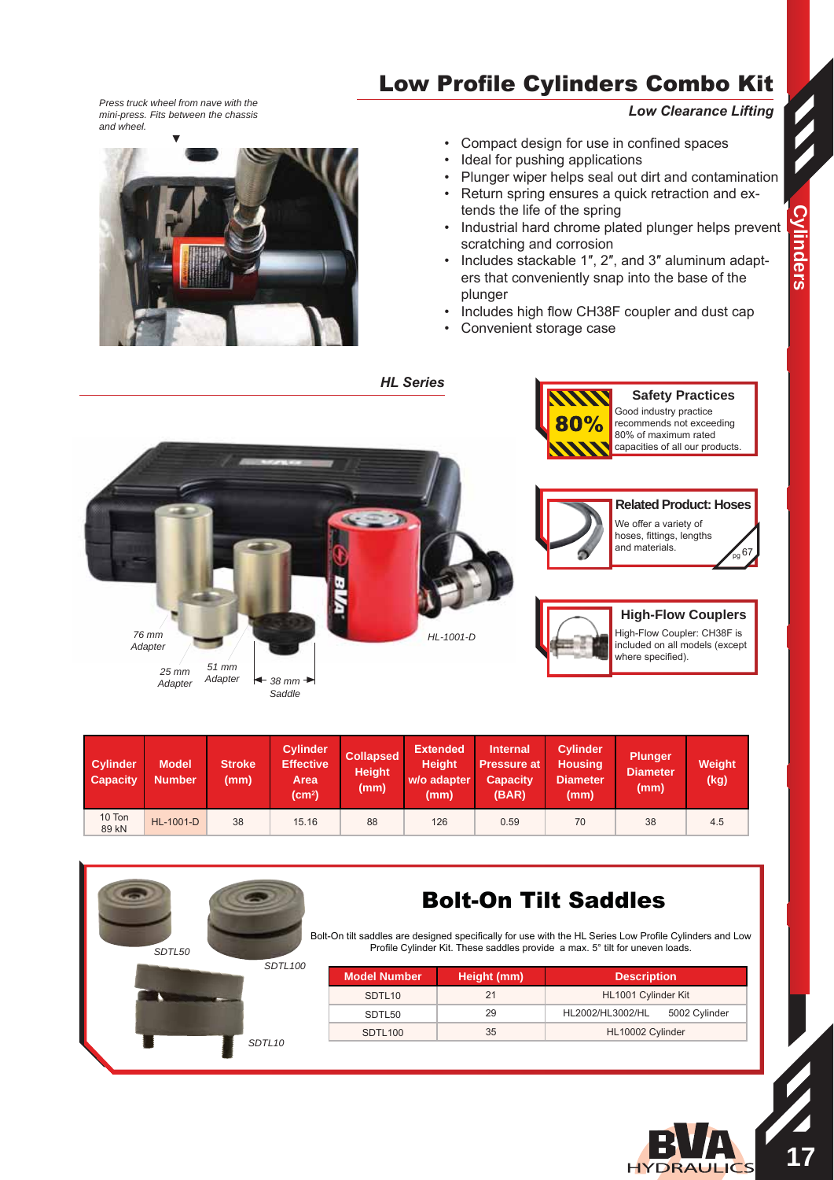# Low Profile Cylinders Combo Kit

*Press truck wheel from nave with the mini-press. Fits between the chassis and wheel.*

***Low Clearance Lifting***

- Compact design for use in confined spaces
- Ideal for pushing applications
- Plunger wiper helps seal out dirt and contamination
- Return spring ensures a quick retraction and extends the life of the spring
- Industrial hard chrome plated plunger helps prevent scratching and corrosion
- Includes stackable 1″, 2″, and 3″ aluminum adapters that conveniently snap into the base of the plunger
- Includes high flow CH38F coupler and dust cap
- Convenient storage case

***HL Series***

*76 mm Adapter* · *25 mm Adapter* · *51 mm Adapter* · *38 mm Saddle* · *HL-1001-D*

**Safety Practices**
80%
Good industry practice recommends not exceeding 80% of maximum rated capacities of all our products.

**Related Product: Hoses**
We offer a variety of hoses, fittings, lengths and materials. Pg 67

**High-Flow Couplers**
High-Flow Coupler: CH38F is included on all models (except where specified).

| Cylinder Capacity | Model Number | Stroke (mm) | Cylinder Effective Area (cm²) | Collapsed Height (mm) | Extended Height w/o adapter (mm) | Internal Pressure at Capacity (BAR) | Cylinder Housing Diameter (mm) | Plunger Diameter (mm) | Weight (kg) |
|---|---|---|---|---|---|---|---|---|---|
| 10 Ton 89 kN | HL-1001-D | 38 | 15.16 | 88 | 126 | 0.59 | 70 | 38 | 4.5 |

## Bolt-On Tilt Saddles

*SDTL50* · *SDTL100* · *SDTL10*

Bolt-On tilt saddles are designed specifically for use with the HL Series Low Profile Cylinders and Low Profile Cylinder Kit. These saddles provide a max. 5° tilt for uneven loads.

| Model Number | Height (mm) | Description |
|---|---|---|
| SDTL10 | 21 | HL1001 Cylinder Kit |
| SDTL50 | 29 | HL2002/HL3002/HL 5002 Cylinder |
| SDTL100 | 35 | HL10002 Cylinder |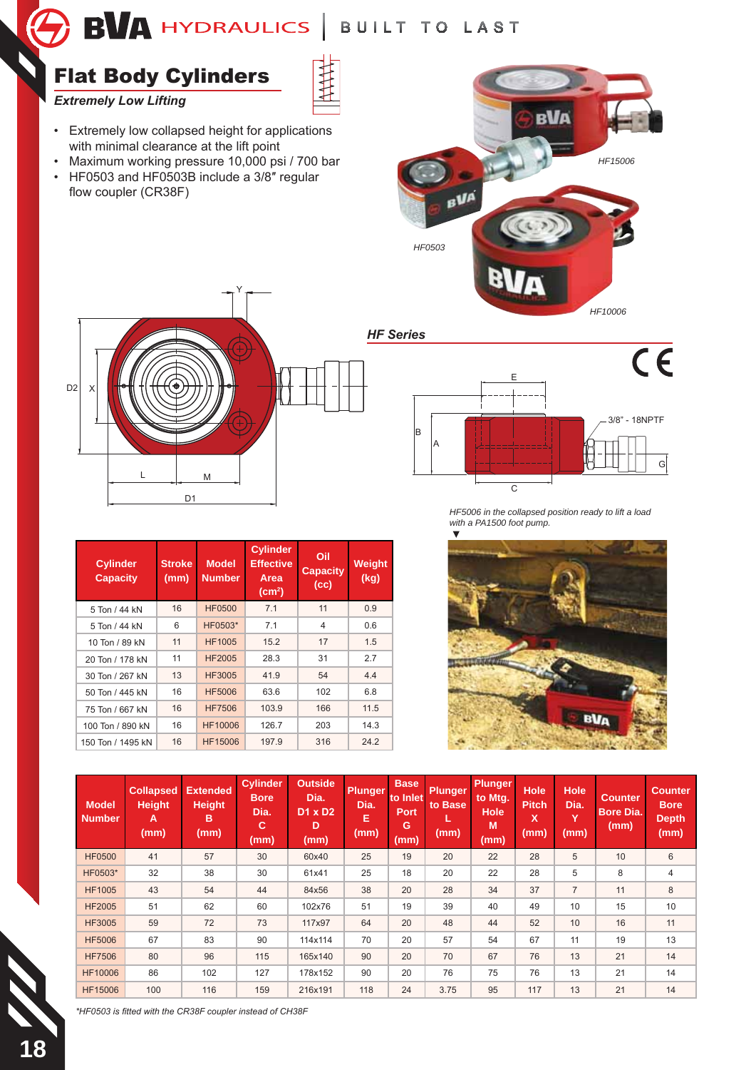# Flat Body Cylinders

*Extremely Low Lifting*

- Extremely low collapsed height for applications with minimal clearance at the lift point
- Maximum working pressure 10,000 psi / 700 bar
- HF0503 and HF0503B include a 3/8″ regular flow coupler (CR38F)

*HF15006*

*HF0503*

*HF10006*

## HF Series

3/8" - 18NPTF

*HF5006 in the collapsed position ready to lift a load with a PA1500 foot pump.*

| Cylinder Capacity | Stroke (mm) | Model Number | Cylinder Effective Area ($cm^2$) | Oil Capacity (cc) | Weight (kg) |
|---|---|---|---|---|---|
| 5 Ton / 44 kN | 16 | HF0500 | 7.1 | 11 | 0.9 |
| 5 Ton / 44 kN | 6 | HF0503* | 7.1 | 4 | 0.6 |
| 10 Ton / 89 kN | 11 | HF1005 | 15.2 | 17 | 1.5 |
| 20 Ton / 178 kN | 11 | HF2005 | 28.3 | 31 | 2.7 |
| 30 Ton / 267 kN | 13 | HF3005 | 41.9 | 54 | 4.4 |
| 50 Ton / 445 kN | 16 | HF5006 | 63.6 | 102 | 6.8 |
| 75 Ton / 667 kN | 16 | HF7506 | 103.9 | 166 | 11.5 |
| 100 Ton / 890 kN | 16 | HF10006 | 126.7 | 203 | 14.3 |
| 150 Ton / 1495 kN | 16 | HF15006 | 197.9 | 316 | 24.2 |

| Model Number | Collapsed Height A (mm) | Extended Height B (mm) | Cylinder Bore Dia. C (mm) | Outside Dia. D1 x D2 D (mm) | Plunger Dia. E (mm) | Base to Inlet Port G (mm) | Plunger to Base L (mm) | Plunger to Mtg. Hole M (mm) | Hole Pitch X (mm) | Hole Dia. Y (mm) | Counter Bore Dia. (mm) | Counter Bore Depth (mm) |
|---|---|---|---|---|---|---|---|---|---|---|---|---|
| HF0500 | 41 | 57 | 30 | 60x40 | 25 | 19 | 20 | 22 | 28 | 5 | 10 | 6 |
| HF0503* | 32 | 38 | 30 | 61x41 | 25 | 18 | 20 | 22 | 28 | 5 | 8 | 4 |
| HF1005 | 43 | 54 | 44 | 84x56 | 38 | 20 | 28 | 34 | 37 | 7 | 11 | 8 |
| HF2005 | 51 | 62 | 60 | 102x76 | 51 | 19 | 39 | 40 | 49 | 10 | 15 | 10 |
| HF3005 | 59 | 72 | 73 | 117x97 | 64 | 20 | 48 | 44 | 52 | 10 | 16 | 11 |
| HF5006 | 67 | 83 | 90 | 114x114 | 70 | 20 | 57 | 54 | 67 | 11 | 19 | 13 |
| HF7506 | 80 | 96 | 115 | 165x140 | 90 | 20 | 70 | 67 | 76 | 13 | 21 | 14 |
| HF10006 | 86 | 102 | 127 | 178x152 | 90 | 20 | 76 | 75 | 76 | 13 | 21 | 14 |
| HF15006 | 100 | 116 | 159 | 216x191 | 118 | 24 | 3.75 | 95 | 117 | 13 | 21 | 14 |

*\*HF0503 is fitted with the CR38F coupler instead of CH38F*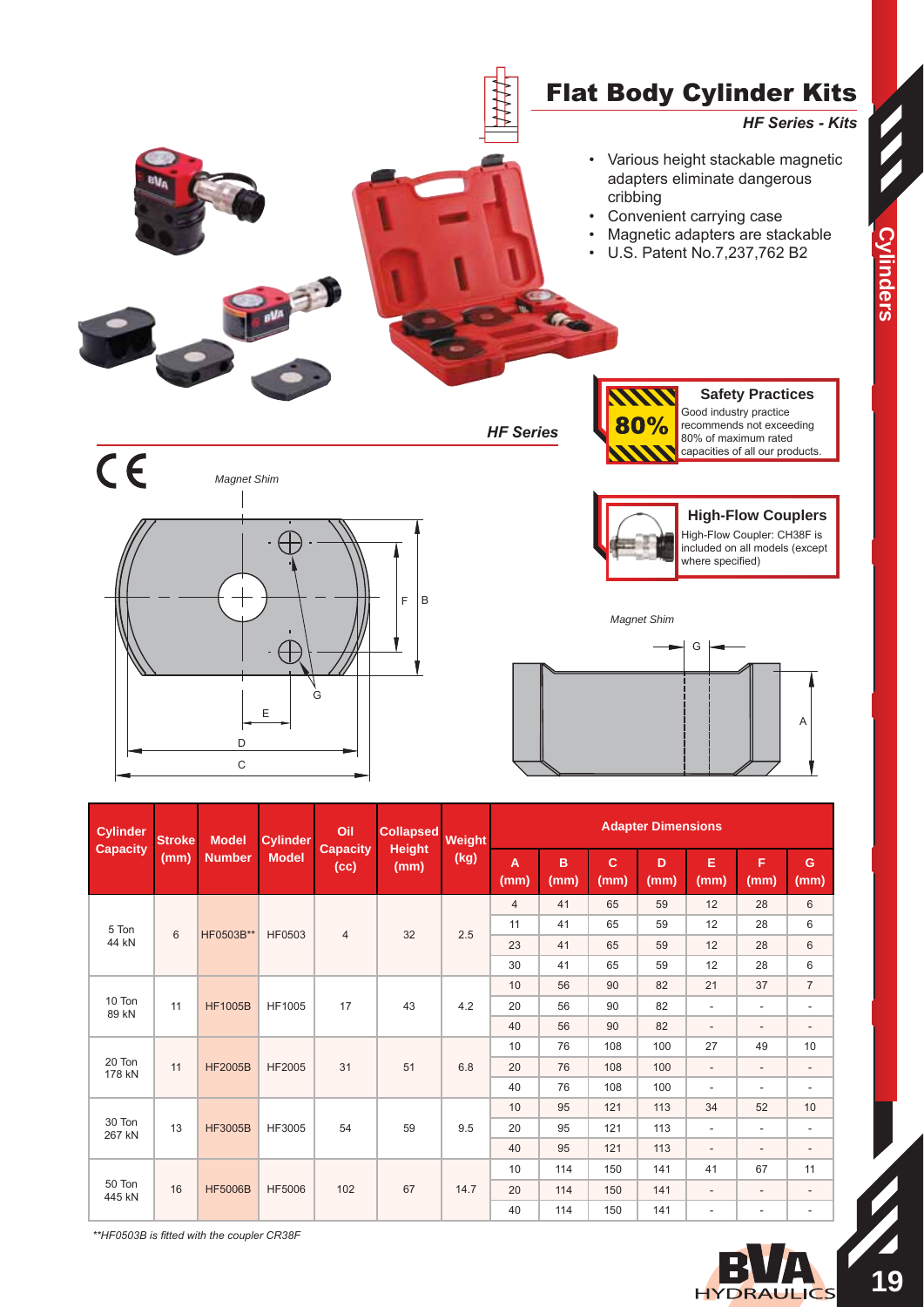# Flat Body Cylinder Kits

*HF Series - Kits*

- Various height stackable magnetic adapters eliminate dangerous cribbing
- Convenient carrying case
- Magnetic adapters are stackable
- U.S. Patent No.7,237,762 B2

*HF Series*

### Safety Practices

80%

Good industry practice recommends not exceeding 80% of maximum rated capacities of all our products.

### High-Flow Couplers

High-Flow Coupler: CH38F is included on all models (except where specified)

*Magnet Shim*

E
D
C
F
B
G

*Magnet Shim*

G
A

| Cylinder Capacity | Stroke (mm) | Model Number | Cylinder Model | Oil Capacity (cc) | Collapsed Height (mm) | Weight (kg) | Adapter Dimensions | | | | | | |
|---|---|---|---|---|---|---|---|---|---|---|---|---|---|
| | | | | | | | A (mm) | B (mm) | C (mm) | D (mm) | E (mm) | F (mm) | G (mm) |
| 5 Ton 44 kN | 6 | HF0503B** | HF0503 | 4 | 32 | 2.5 | 4 | 41 | 65 | 59 | 12 | 28 | 6 |
| | | | | | | | 11 | 41 | 65 | 59 | 12 | 28 | 6 |
| | | | | | | | 23 | 41 | 65 | 59 | 12 | 28 | 6 |
| | | | | | | | 30 | 41 | 65 | 59 | 12 | 28 | 6 |
| 10 Ton 89 kN | 11 | HF1005B | HF1005 | 17 | 43 | 4.2 | 10 | 56 | 90 | 82 | 21 | 37 | 7 |
| | | | | | | | 20 | 56 | 90 | 82 | - | - | - |
| | | | | | | | 40 | 56 | 90 | 82 | - | - | - |
| 20 Ton 178 kN | 11 | HF2005B | HF2005 | 31 | 51 | 6.8 | 10 | 76 | 108 | 100 | 27 | 49 | 10 |
| | | | | | | | 20 | 76 | 108 | 100 | - | - | - |
| | | | | | | | 40 | 76 | 108 | 100 | - | - | - |
| 30 Ton 267 kN | 13 | HF3005B | HF3005 | 54 | 59 | 9.5 | 10 | 95 | 121 | 113 | 34 | 52 | 10 |
| | | | | | | | 20 | 95 | 121 | 113 | - | - | - |
| | | | | | | | 40 | 95 | 121 | 113 | - | - | - |
| 50 Ton 445 kN | 16 | HF5006B | HF5006 | 102 | 67 | 14.7 | 10 | 114 | 150 | 141 | 41 | 67 | 11 |
| | | | | | | | 20 | 114 | 150 | 141 | - | - | - |
| | | | | | | | 40 | 114 | 150 | 141 | - | - | - |

*\*\*HF0503B is fitted with the coupler CR38F*